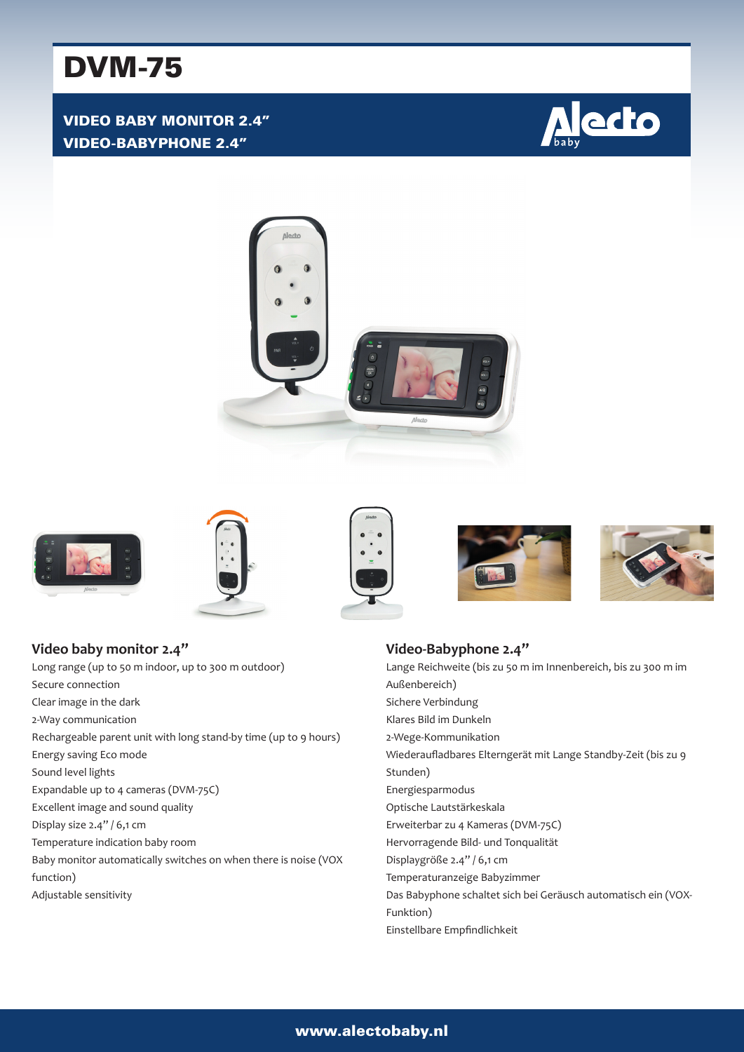# DVM-75

**VIDEO BABY MONITOR 2.4"**
**VIDEO-BABYPHONE 2.4"**

## Video baby monitor 2.4"

Long range (up to 50 m indoor, up to 300 m outdoor)
Secure connection
Clear image in the dark
2-Way communication
Rechargeable parent unit with long stand-by time (up to 9 hours)
Energy saving Eco mode
Sound level lights
Expandable up to 4 cameras (DVM-75C)
Excellent image and sound quality
Display size 2.4" / 6,1 cm
Temperature indication baby room
Baby monitor automatically switches on when there is noise (VOX function)
Adjustable sensitivity

## Video-Babyphone 2.4"

Lange Reichweite (bis zu 50 m im Innenbereich, bis zu 300 m im Außenbereich)
Sichere Verbindung
Klares Bild im Dunkeln
2-Wege-Kommunikation
Wiederaufladbares Elterngerät mit Lange Standby-Zeit (bis zu 9 Stunden)
Energiesparmodus
Optische Lautstärkeskala
Erweiterbar zu 4 Kameras (DVM-75C)
Hervorragende Bild- und Tonqualität
Displaygröße 2.4" / 6,1 cm
Temperaturanzeige Babyzimmer
Das Babyphone schaltet sich bei Geräusch automatisch ein (VOX-Funktion)
Einstellbare Empfindlichkeit

www.alectobaby.nl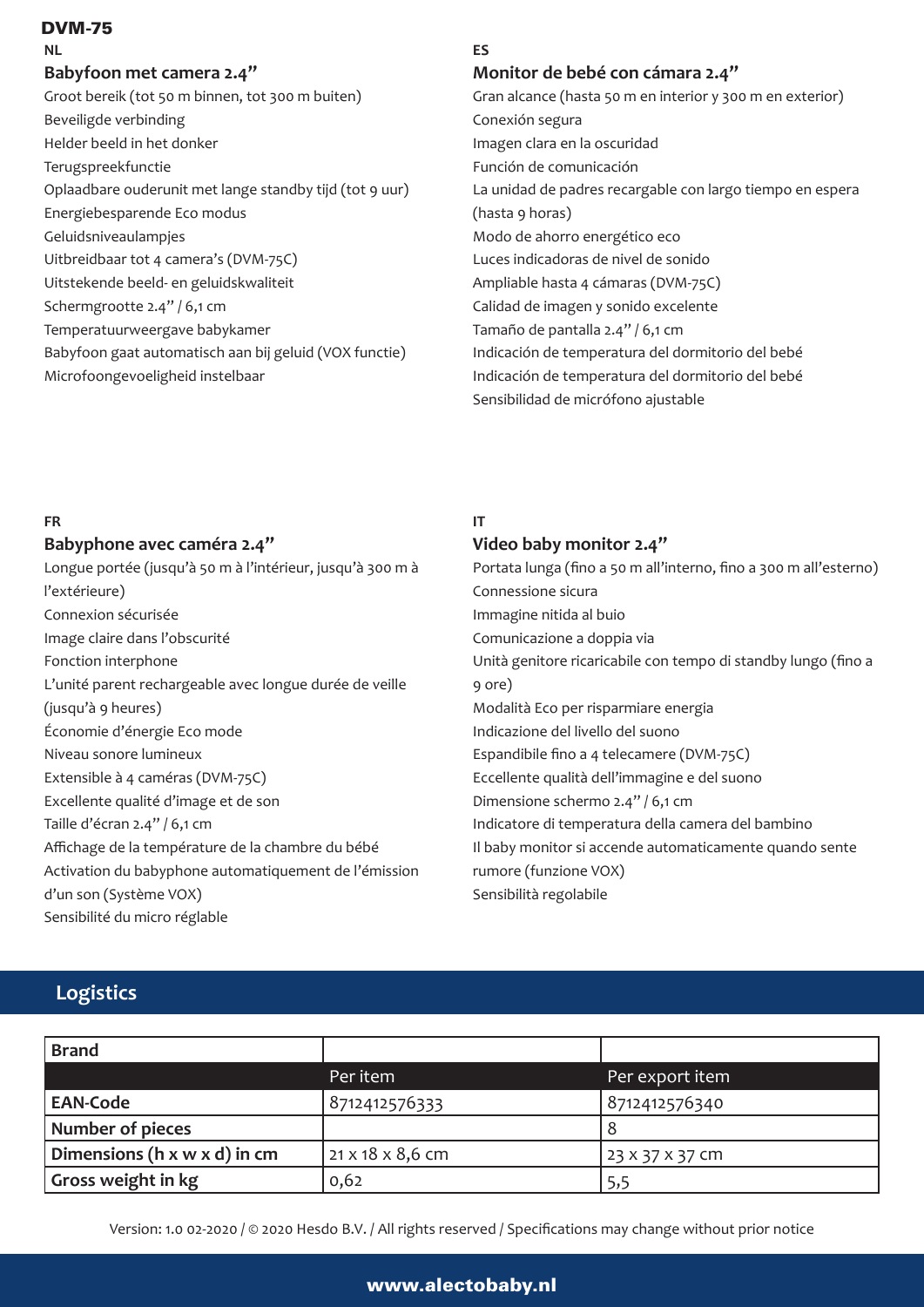**DVM-75**

**NL**

## Babyfoon met camera 2.4”

Groot bereik (tot 50 m binnen, tot 300 m buiten)
Beveiligde verbinding
Helder beeld in het donker
Terugspreekfunctie
Oplaadbare ouderunit met lange standby tijd (tot 9 uur)
Energiebesparende Eco modus
Geluidsniveaulampjes
Uitbreidbaar tot 4 camera’s (DVM-75C)
Uitstekende beeld- en geluidskwaliteit
Schermgrootte 2.4” / 6,1 cm
Temperatuurweergave babykamer
Babyfoon gaat automatisch aan bij geluid (VOX functie)
Microfoongevoeligheid instelbaar

**ES**

## Monitor de bebé con cámara 2.4”

Gran alcance (hasta 50 m en interior y 300 m en exterior)
Conexión segura
Imagen clara en la oscuridad
Función de comunicación
La unidad de padres recargable con largo tiempo en espera (hasta 9 horas)
Modo de ahorro energético eco
Luces indicadoras de nivel de sonido
Ampliable hasta 4 cámaras (DVM-75C)
Calidad de imagen y sonido excelente
Tamaño de pantalla 2.4” / 6,1 cm
Indicación de temperatura del dormitorio del bebé
Indicación de temperatura del dormitorio del bebé
Sensibilidad de micrófono ajustable

**FR**

## Babyphone avec caméra 2.4”

Longue portée (jusqu’à 50 m à l’intérieur, jusqu’à 300 m à l’extérieure)
Connexion sécurisée
Image claire dans l’obscurité
Fonction interphone
L’unité parent rechargeable avec longue durée de veille (jusqu’à 9 heures)
Économie d’énergie Eco mode
Niveau sonore lumineux
Extensible à 4 caméras (DVM-75C)
Excellente qualité d’image et de son
Taille d’écran 2.4” / 6,1 cm
Affichage de la température de la chambre du bébé
Activation du babyphone automatiquement de l’émission d’un son (Système VOX)
Sensibilité du micro réglable

**IT**

## Video baby monitor 2.4”

Portata lunga (fino a 50 m all’interno, fino a 300 m all’esterno)
Connessione sicura
Immagine nitida al buio
Comunicazione a doppia via
Unità genitore ricaricabile con tempo di standby lungo (fino a 9 ore)
Modalità Eco per risparmiare energia
Indicazione del livello del suono
Espandibile fino a 4 telecamere (DVM-75C)
Eccellente qualità dell’immagine e del suono
Dimensione schermo 2.4” / 6,1 cm
Indicatore di temperatura della camera del bambino
Il baby monitor si accende automaticamente quando sente rumore (funzione VOX)
Sensibilità regolabile

## Logistics

| Brand | | |
|---|---|---|
| | Per item | Per export item |
| **EAN-Code** | 8712412576333 | 8712412576340 |
| **Number of pieces** | | 8 |
| **Dimensions (h x w x d) in cm** | 21 x 18 x 8,6 cm | 23 x 37 x 37 cm |
| **Gross weight in kg** | 0,62 | 5,5 |

Version: 1.0 02-2020 / © 2020 Hesdo B.V. / All rights reserved / Specifications may change without prior notice

www.alectobaby.nl